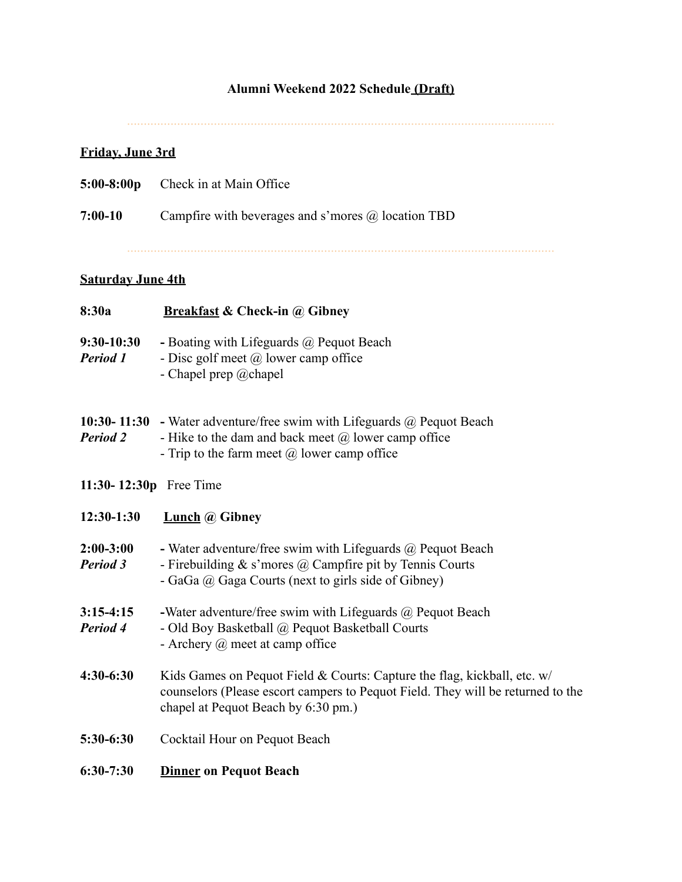# Alumni Weekend 2022 Schedule (Draft)

---

## Friday, June 3rd

**5:00-8:00p** Check in at Main Office

**7:00-10** Campfire with beverages and s'mores @ location TBD

---

## Saturday June 4th

**8:30a** **Breakfast & Check-in @ Gibney**

**9:30-10:30**
***Period 1***
- Boating with Lifeguards @ Pequot Beach
- Disc golf meet @ lower camp office
- Chapel prep @chapel

**10:30- 11:30**
***Period 2***
- Water adventure/free swim with Lifeguards @ Pequot Beach
- Hike to the dam and back meet @ lower camp office
- Trip to the farm meet @ lower camp office

**11:30- 12:30p** Free Time

**12:30-1:30** **Lunch @ Gibney**

**2:00-3:00**
***Period 3***
- Water adventure/free swim with Lifeguards @ Pequot Beach
- Firebuilding & s'mores @ Campfire pit by Tennis Courts
- GaGa @ Gaga Courts (next to girls side of Gibney)

**3:15-4:15**
***Period 4***
- Water adventure/free swim with Lifeguards @ Pequot Beach
- Old Boy Basketball @ Pequot Basketball Courts
- Archery @ meet at camp office

**4:30-6:30** Kids Games on Pequot Field & Courts: Capture the flag, kickball, etc. w/ counselors (Please escort campers to Pequot Field. They will be returned to the chapel at Pequot Beach by 6:30 pm.)

**5:30-6:30** Cocktail Hour on Pequot Beach

**6:30-7:30** **Dinner on Pequot Beach**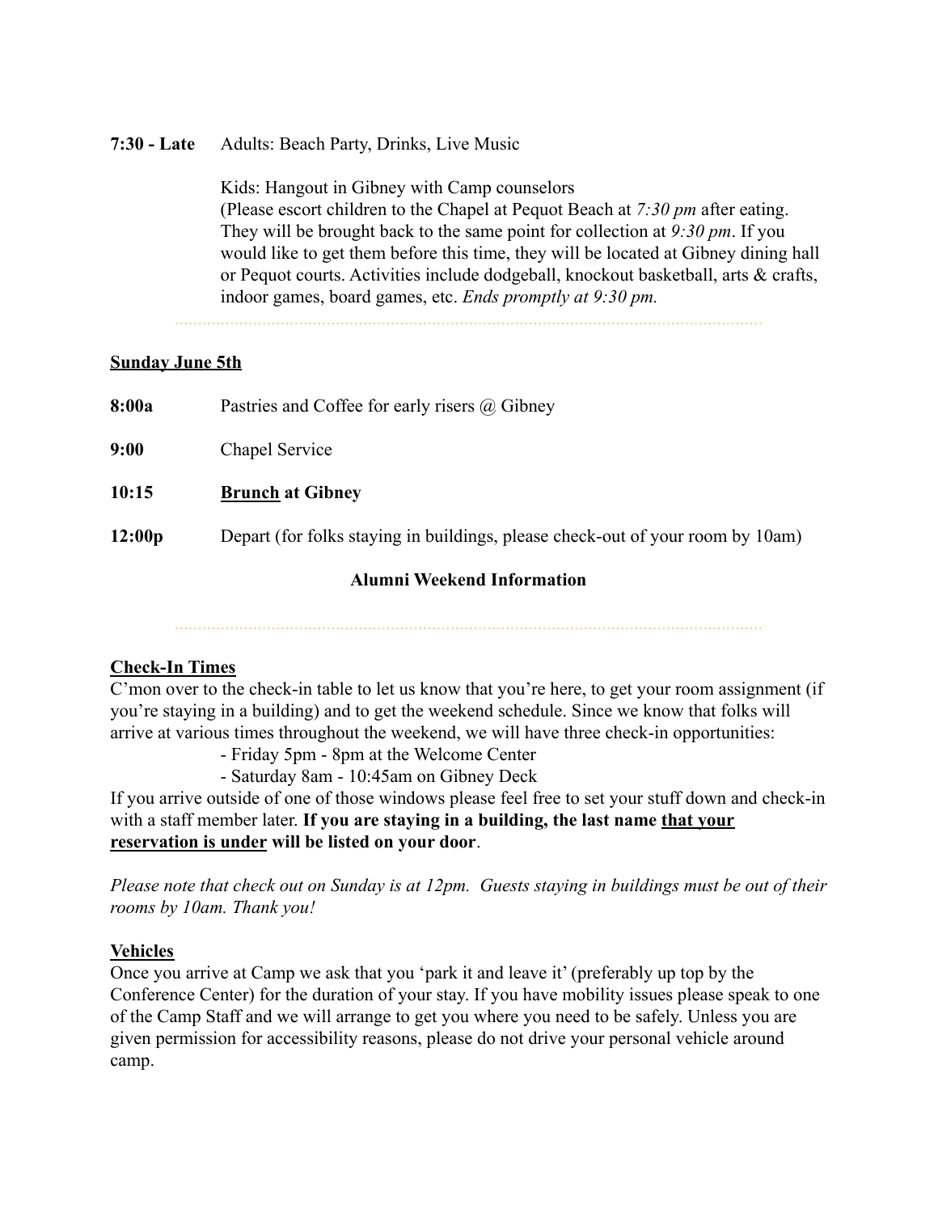**7:30 - Late** Adults: Beach Party, Drinks, Live Music

Kids: Hangout in Gibney with Camp counselors
(Please escort children to the Chapel at Pequot Beach at *7:30 pm* after eating. They will be brought back to the same point for collection at *9:30 pm*. If you would like to get them before this time, they will be located at Gibney dining hall or Pequot courts. Activities include dodgeball, knockout basketball, arts & crafts, indoor games, board games, etc. *Ends promptly at 9:30 pm.*

---

**<u>Sunday June 5th</u>**

**8:00a** Pastries and Coffee for early risers @ Gibney

**9:00** Chapel Service

**10:15** **<u>Brunch</u> at Gibney**

**12:00p** Depart (for folks staying in buildings, please check-out of your room by 10am)

## Alumni Weekend Information

---

**<u>Check-In Times</u>**

C'mon over to the check-in table to let us know that you're here, to get your room assignment (if you're staying in a building) and to get the weekend schedule. Since we know that folks will arrive at various times throughout the weekend, we will have three check-in opportunities:

- Friday 5pm - 8pm at the Welcome Center
- Saturday 8am - 10:45am on Gibney Deck

If you arrive outside of one of those windows please feel free to set your stuff down and check-in with a staff member later. **If you are staying in a building, the last name <u>that your reservation is under</u> will be listed on your door**.

*Please note that check out on Sunday is at 12pm. Guests staying in buildings must be out of their rooms by 10am. Thank you!*

**<u>Vehicles</u>**

Once you arrive at Camp we ask that you 'park it and leave it' (preferably up top by the Conference Center) for the duration of your stay. If you have mobility issues please speak to one of the Camp Staff and we will arrange to get you where you need to be safely. Unless you are given permission for accessibility reasons, please do not drive your personal vehicle around camp.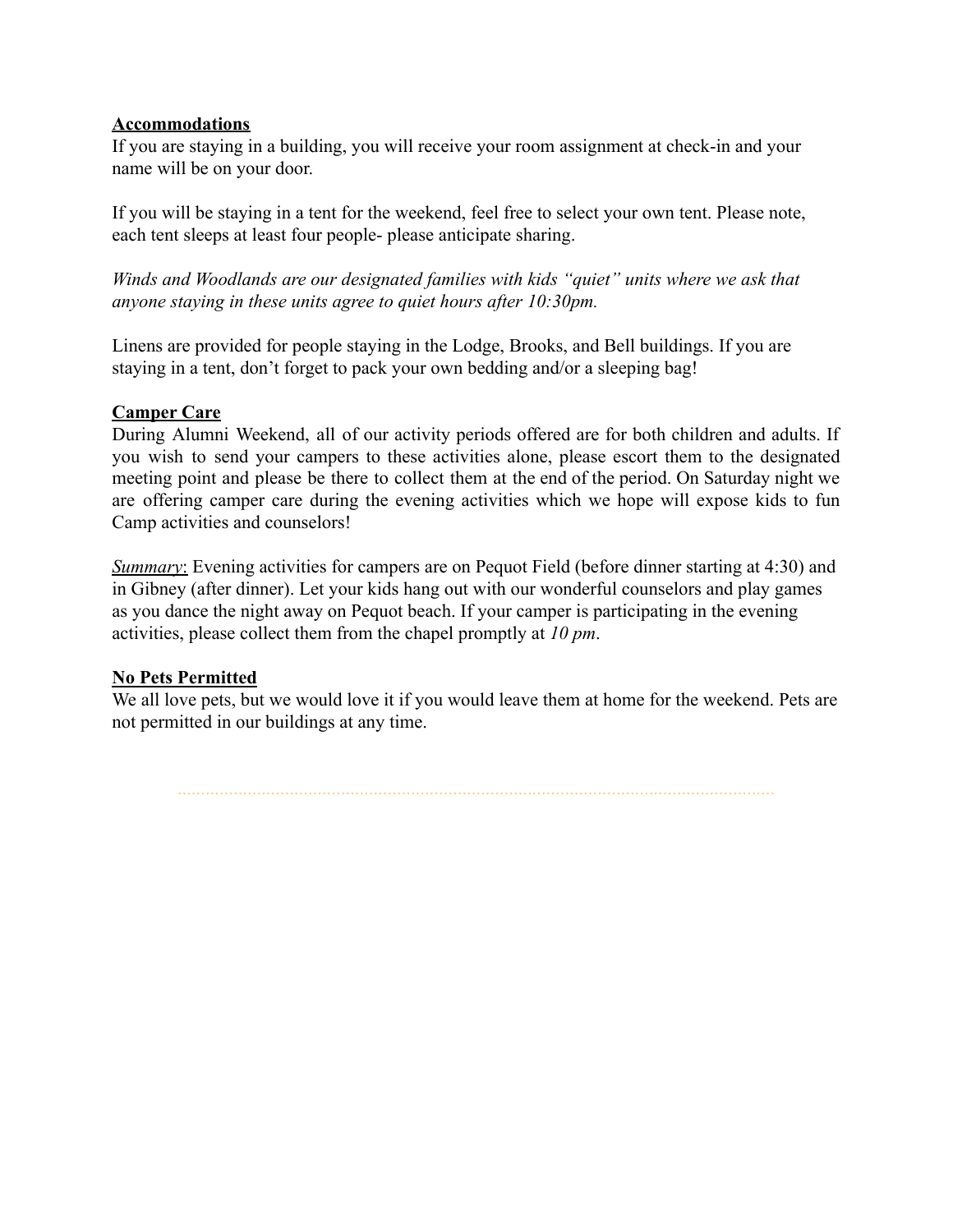**Accommodations**

If you are staying in a building, you will receive your room assignment at check-in and your name will be on your door.

If you will be staying in a tent for the weekend, feel free to select your own tent. Please note, each tent sleeps at least four people- please anticipate sharing.

*Winds and Woodlands are our designated families with kids "quiet" units where we ask that anyone staying in these units agree to quiet hours after 10:30pm.*

Linens are provided for people staying in the Lodge, Brooks, and Bell buildings. If you are staying in a tent, don't forget to pack your own bedding and/or a sleeping bag!

**Camper Care**

During Alumni Weekend, all of our activity periods offered are for both children and adults. If you wish to send your campers to these activities alone, please escort them to the designated meeting point and please be there to collect them at the end of the period. On Saturday night we are offering camper care during the evening activities which we hope will expose kids to fun Camp activities and counselors!

*Summary*: Evening activities for campers are on Pequot Field (before dinner starting at 4:30) and in Gibney (after dinner). Let your kids hang out with our wonderful counselors and play games as you dance the night away on Pequot beach. If your camper is participating in the evening activities, please collect them from the chapel promptly at *10 pm*.

**No Pets Permitted**

We all love pets, but we would love it if you would leave them at home for the weekend. Pets are not permitted in our buildings at any time.